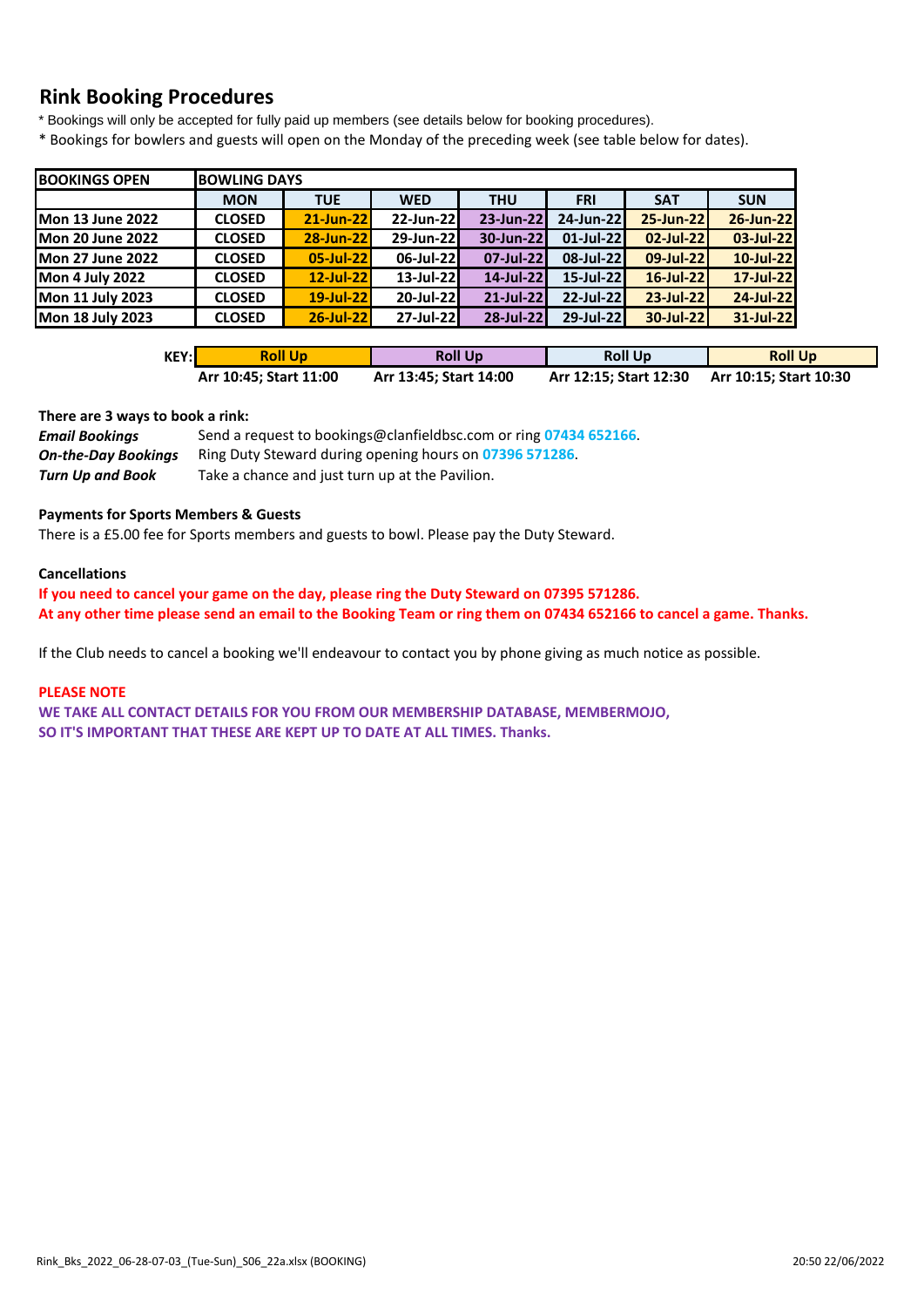## Rink Booking Procedures

\* Bookings will only be accepted for fully paid up members (see details below for booking procedures).

\* Bookings for bowlers and guests will open on the Monday of the preceding week (see table below for dates).

| BOOKINGS OPEN | BOWLING DAYS | | | | | | |
|---|---|---|---|---|---|---|---|
| | MON | TUE | WED | THU | FRI | SAT | SUN |
| Mon 13 June 2022 | CLOSED | 21-Jun-22 | 22-Jun-22 | 23-Jun-22 | 24-Jun-22 | 25-Jun-22 | 26-Jun-22 |
| Mon 20 June 2022 | CLOSED | 28-Jun-22 | 29-Jun-22 | 30-Jun-22 | 01-Jul-22 | 02-Jul-22 | 03-Jul-22 |
| Mon 27 June 2022 | CLOSED | 05-Jul-22 | 06-Jul-22 | 07-Jul-22 | 08-Jul-22 | 09-Jul-22 | 10-Jul-22 |
| Mon 4 July 2022 | CLOSED | 12-Jul-22 | 13-Jul-22 | 14-Jul-22 | 15-Jul-22 | 16-Jul-22 | 17-Jul-22 |
| Mon 11 July 2023 | CLOSED | 19-Jul-22 | 20-Jul-22 | 21-Jul-22 | 22-Jul-22 | 23-Jul-22 | 24-Jul-22 |
| Mon 18 July 2023 | CLOSED | 26-Jul-22 | 27-Jul-22 | 28-Jul-22 | 29-Jul-22 | 30-Jul-22 | 31-Jul-22 |

| KEY: | Roll Up | Roll Up | Roll Up | Roll Up |
|---|---|---|---|---|
| | Arr 10:45; Start 11:00 | Arr 13:45; Start 14:00 | Arr 12:15; Start 12:30 | Arr 10:15; Start 10:30 |

**There are 3 ways to book a rink:**

***Email Bookings*** Send a request to bookings@clanfieldbsc.com or ring **07434 652166**.

***On-the-Day Bookings*** Ring Duty Steward during opening hours on **07396 571286**.

***Turn Up and Book*** Take a chance and just turn up at the Pavilion.

**Payments for Sports Members & Guests**

There is a £5.00 fee for Sports members and guests to bowl. Please pay the Duty Steward.

**Cancellations**

**If you need to cancel your game on the day, please ring the Duty Steward on 07395 571286.**
**At any other time please send an email to the Booking Team or ring them on 07434 652166 to cancel a game. Thanks.**

If the Club needs to cancel a booking we'll endeavour to contact you by phone giving as much notice as possible.

**PLEASE NOTE**

**WE TAKE ALL CONTACT DETAILS FOR YOU FROM OUR MEMBERSHIP DATABASE, MEMBERMOJO, SO IT'S IMPORTANT THAT THESE ARE KEPT UP TO DATE AT ALL TIMES. Thanks.**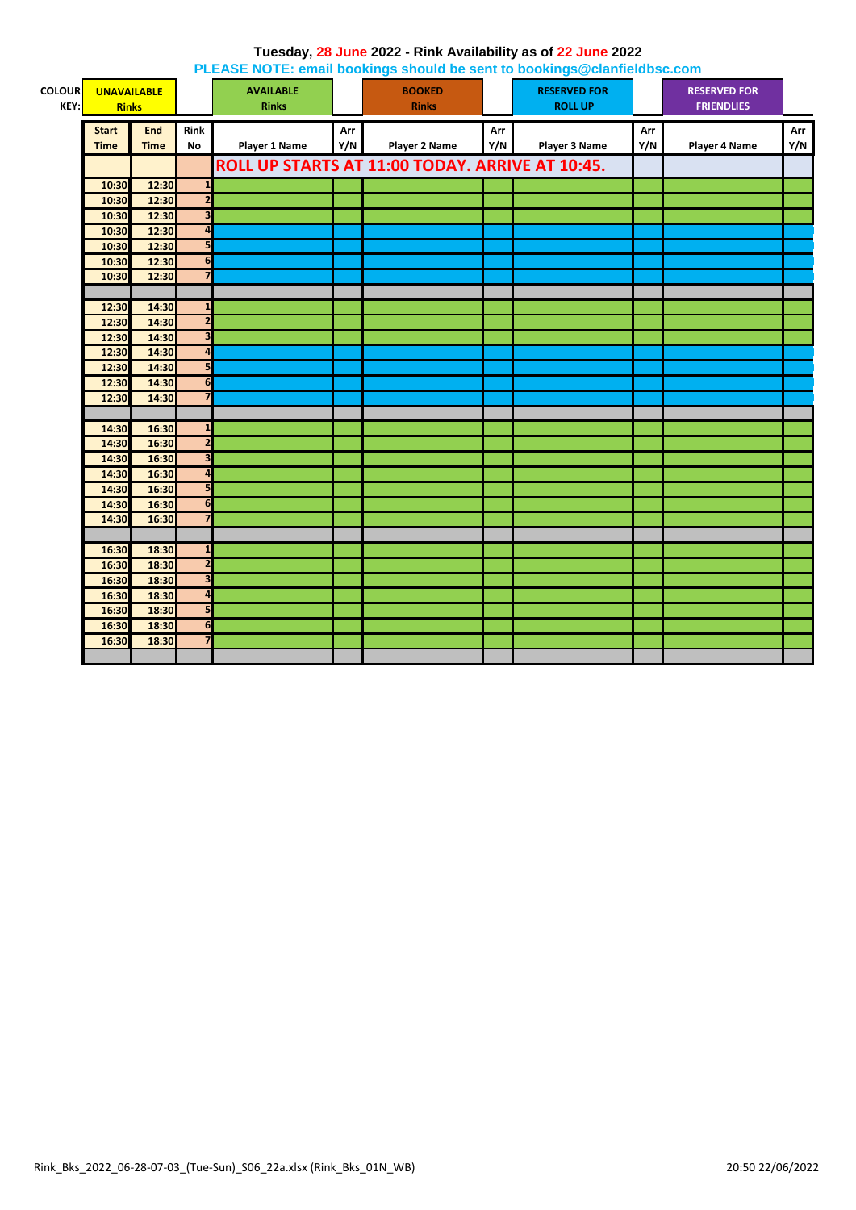**Tuesday, 28 June 2022 - Rink Availability as of 22 June 2022**

**PLEASE NOTE: email bookings should be sent to bookings@clanfieldbsc.com**

| COLOUR KEY: | UNAVAILABLE Rinks | AVAILABLE Rinks | BOOKED Rinks | RESERVED FOR ROLL UP | RESERVED FOR FRIENDLIES |
|---|---|---|---|---|---|

| Start Time | End Time | Rink No | Player 1 Name | Arr Y/N | Player 2 Name | Arr Y/N | Player 3 Name | Arr Y/N | Player 4 Name | Arr Y/N |
|---|---|---|---|---|---|---|---|---|---|---|
| | | | ROLL UP STARTS AT 11:00 TODAY. ARRIVE AT 10:45. | | | | | | | |
| 10:30 | 12:30 | 1 | | | | | | | | |
| 10:30 | 12:30 | 2 | | | | | | | | |
| 10:30 | 12:30 | 3 | | | | | | | | |
| 10:30 | 12:30 | 4 | | | | | | | | |
| 10:30 | 12:30 | 5 | | | | | | | | |
| 10:30 | 12:30 | 6 | | | | | | | | |
| 10:30 | 12:30 | 7 | | | | | | | | |
| | | | | | | | | | | |
| 12:30 | 14:30 | 1 | | | | | | | | |
| 12:30 | 14:30 | 2 | | | | | | | | |
| 12:30 | 14:30 | 3 | | | | | | | | |
| 12:30 | 14:30 | 4 | | | | | | | | |
| 12:30 | 14:30 | 5 | | | | | | | | |
| 12:30 | 14:30 | 6 | | | | | | | | |
| 12:30 | 14:30 | 7 | | | | | | | | |
| | | | | | | | | | | |
| 14:30 | 16:30 | 1 | | | | | | | | |
| 14:30 | 16:30 | 2 | | | | | | | | |
| 14:30 | 16:30 | 3 | | | | | | | | |
| 14:30 | 16:30 | 4 | | | | | | | | |
| 14:30 | 16:30 | 5 | | | | | | | | |
| 14:30 | 16:30 | 6 | | | | | | | | |
| 14:30 | 16:30 | 7 | | | | | | | | |
| | | | | | | | | | | |
| 16:30 | 18:30 | 1 | | | | | | | | |
| 16:30 | 18:30 | 2 | | | | | | | | |
| 16:30 | 18:30 | 3 | | | | | | | | |
| 16:30 | 18:30 | 4 | | | | | | | | |
| 16:30 | 18:30 | 5 | | | | | | | | |
| 16:30 | 18:30 | 6 | | | | | | | | |
| 16:30 | 18:30 | 7 | | | | | | | | |
| | | | | | | | | | | |

Rink_Bks_2022_06-28-07-03_(Tue-Sun)_S06_22a.xlsx (Rink_Bks_01N_WB) 20:50 22/06/2022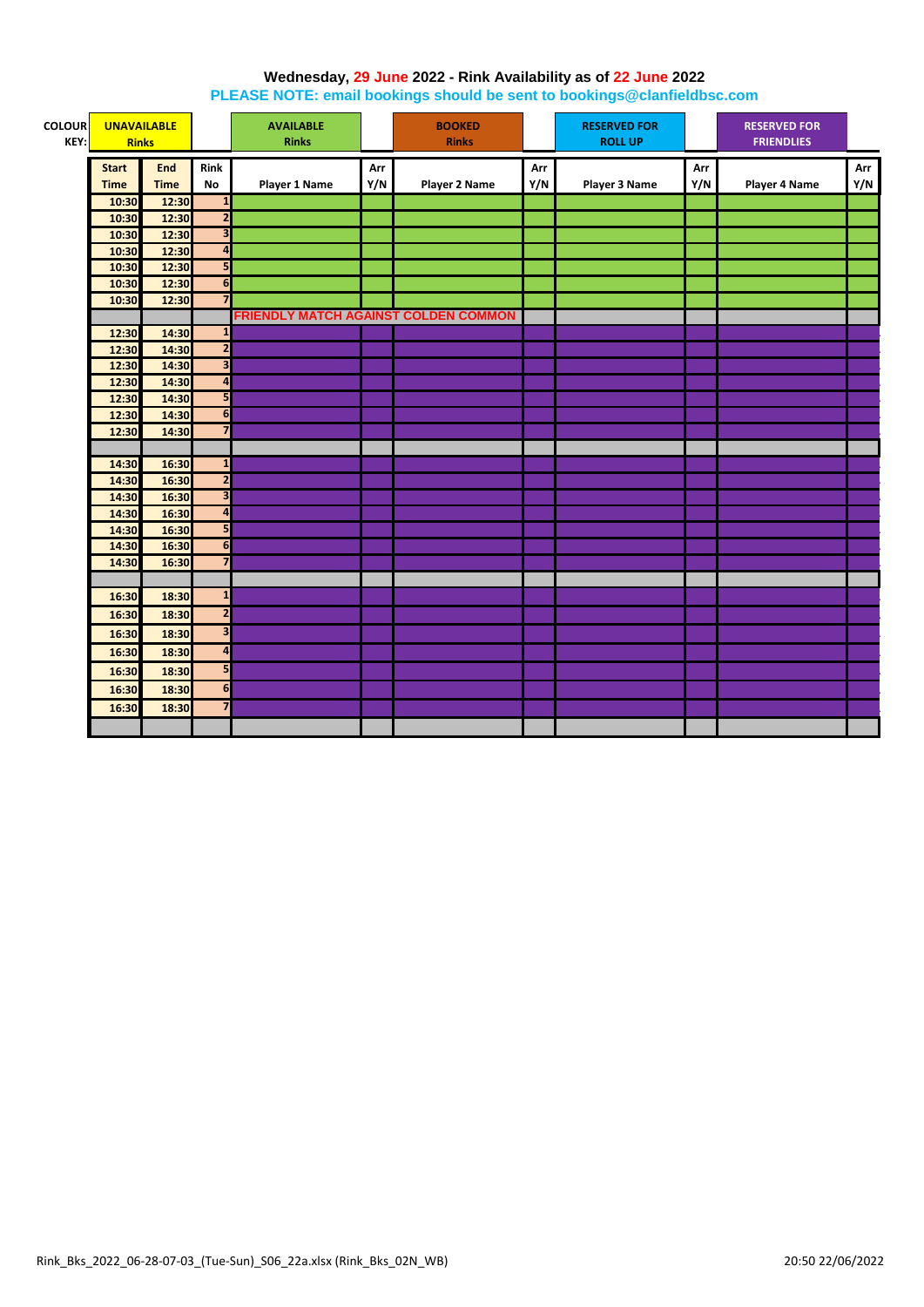**Wednesday, 29 June 2022 - Rink Availability as of 22 June 2022**

**PLEASE NOTE: email bookings should be sent to bookings@clanfieldbsc.com**

| COLOUR KEY: | UNAVAILABLE Rinks | AVAILABLE Rinks | BOOKED Rinks | RESERVED FOR ROLL UP | RESERVED FOR FRIENDLIES |
|---|---|---|---|---|---|

| Start Time | End Time | Rink No | Player 1 Name | Arr Y/N | Player 2 Name | Arr Y/N | Player 3 Name | Arr Y/N | Player 4 Name | Arr Y/N |
|---|---|---|---|---|---|---|---|---|---|---|
| 10:30 | 12:30 | 1 | | | | | | | | |
| 10:30 | 12:30 | 2 | | | | | | | | |
| 10:30 | 12:30 | 3 | | | | | | | | |
| 10:30 | 12:30 | 4 | | | | | | | | |
| 10:30 | 12:30 | 5 | | | | | | | | |
| 10:30 | 12:30 | 6 | | | | | | | | |
| 10:30 | 12:30 | 7 | | | | | | | | |
| | | | FRIENDLY MATCH AGAINST COLDEN COMMON | | | | | | | |
| 12:30 | 14:30 | 1 | | | | | | | | |
| 12:30 | 14:30 | 2 | | | | | | | | |
| 12:30 | 14:30 | 3 | | | | | | | | |
| 12:30 | 14:30 | 4 | | | | | | | | |
| 12:30 | 14:30 | 5 | | | | | | | | |
| 12:30 | 14:30 | 6 | | | | | | | | |
| 12:30 | 14:30 | 7 | | | | | | | | |
| | | | | | | | | | | |
| 14:30 | 16:30 | 1 | | | | | | | | |
| 14:30 | 16:30 | 2 | | | | | | | | |
| 14:30 | 16:30 | 3 | | | | | | | | |
| 14:30 | 16:30 | 4 | | | | | | | | |
| 14:30 | 16:30 | 5 | | | | | | | | |
| 14:30 | 16:30 | 6 | | | | | | | | |
| 14:30 | 16:30 | 7 | | | | | | | | |
| | | | | | | | | | | |
| 16:30 | 18:30 | 1 | | | | | | | | |
| 16:30 | 18:30 | 2 | | | | | | | | |
| 16:30 | 18:30 | 3 | | | | | | | | |
| 16:30 | 18:30 | 4 | | | | | | | | |
| 16:30 | 18:30 | 5 | | | | | | | | |
| 16:30 | 18:30 | 6 | | | | | | | | |
| 16:30 | 18:30 | 7 | | | | | | | | |
| | | | | | | | | | | |

Rink_Bks_2022_06-28-07-03_(Tue-Sun)_S06_22a.xlsx (Rink_Bks_02N_WB) 20:50 22/06/2022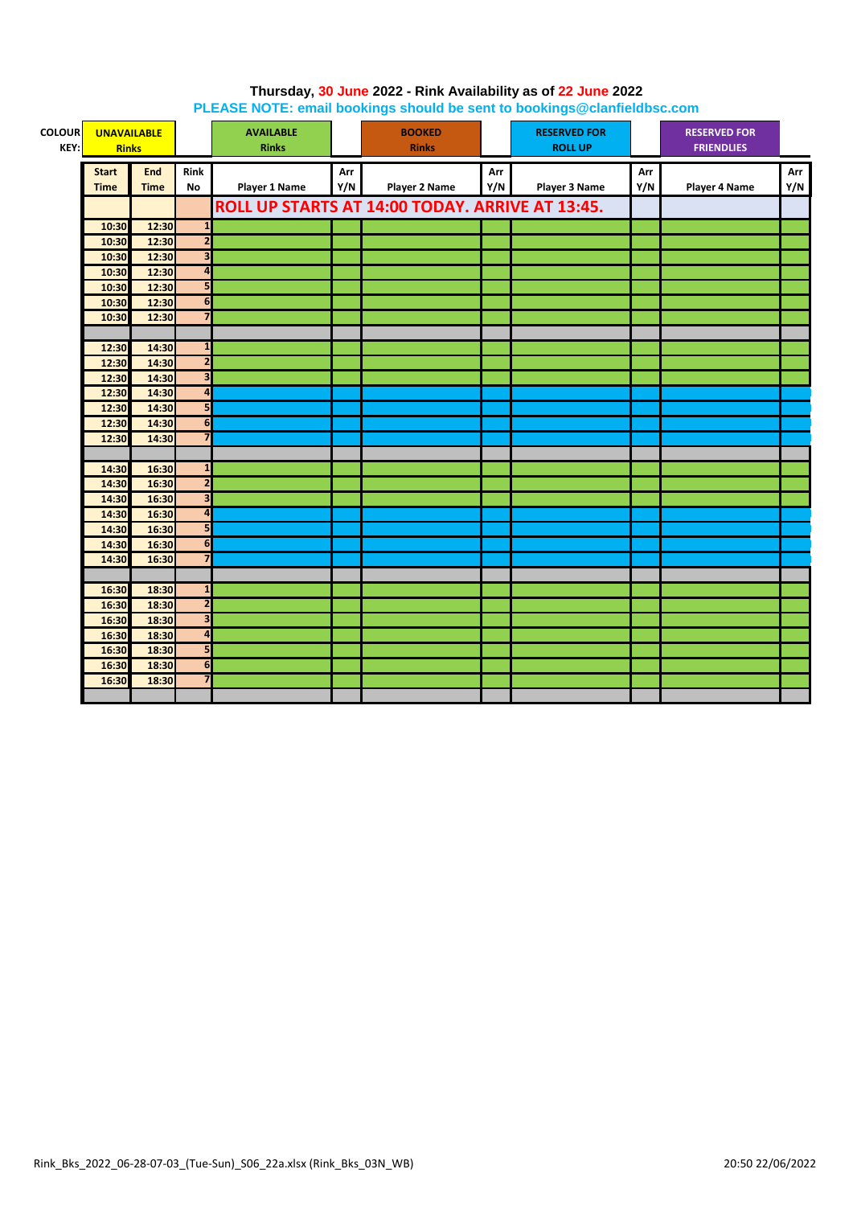**Thursday, 30 June 2022 - Rink Availability as of 22 June 2022**

**PLEASE NOTE: email bookings should be sent to bookings@clanfieldbsc.com**

| COLOUR KEY: | UNAVAILABLE Rinks | AVAILABLE Rinks | BOOKED Rinks | RESERVED FOR ROLL UP | RESERVED FOR FRIENDLIES |
|---|---|---|---|---|---|

| Start Time | End Time | Rink No | Player 1 Name | Arr Y/N | Player 2 Name | Arr Y/N | Player 3 Name | Arr Y/N | Player 4 Name | Arr Y/N |
|---|---|---|---|---|---|---|---|---|---|---|
| | | | ROLL UP STARTS AT 14:00 TODAY. ARRIVE AT 13:45. | | | | | | | |
| 10:30 | 12:30 | 1 | | | | | | | | |
| 10:30 | 12:30 | 2 | | | | | | | | |
| 10:30 | 12:30 | 3 | | | | | | | | |
| 10:30 | 12:30 | 4 | | | | | | | | |
| 10:30 | 12:30 | 5 | | | | | | | | |
| 10:30 | 12:30 | 6 | | | | | | | | |
| 10:30 | 12:30 | 7 | | | | | | | | |
| | | | | | | | | | | |
| 12:30 | 14:30 | 1 | | | | | | | | |
| 12:30 | 14:30 | 2 | | | | | | | | |
| 12:30 | 14:30 | 3 | | | | | | | | |
| 12:30 | 14:30 | 4 | | | | | | | | |
| 12:30 | 14:30 | 5 | | | | | | | | |
| 12:30 | 14:30 | 6 | | | | | | | | |
| 12:30 | 14:30 | 7 | | | | | | | | |
| | | | | | | | | | | |
| 14:30 | 16:30 | 1 | | | | | | | | |
| 14:30 | 16:30 | 2 | | | | | | | | |
| 14:30 | 16:30 | 3 | | | | | | | | |
| 14:30 | 16:30 | 4 | | | | | | | | |
| 14:30 | 16:30 | 5 | | | | | | | | |
| 14:30 | 16:30 | 6 | | | | | | | | |
| 14:30 | 16:30 | 7 | | | | | | | | |
| | | | | | | | | | | |
| 16:30 | 18:30 | 1 | | | | | | | | |
| 16:30 | 18:30 | 2 | | | | | | | | |
| 16:30 | 18:30 | 3 | | | | | | | | |
| 16:30 | 18:30 | 4 | | | | | | | | |
| 16:30 | 18:30 | 5 | | | | | | | | |
| 16:30 | 18:30 | 6 | | | | | | | | |
| 16:30 | 18:30 | 7 | | | | | | | | |

Rink_Bks_2022_06-28-07-03_(Tue-Sun)_S06_22a.xlsx (Rink_Bks_03N_WB) 20:50 22/06/2022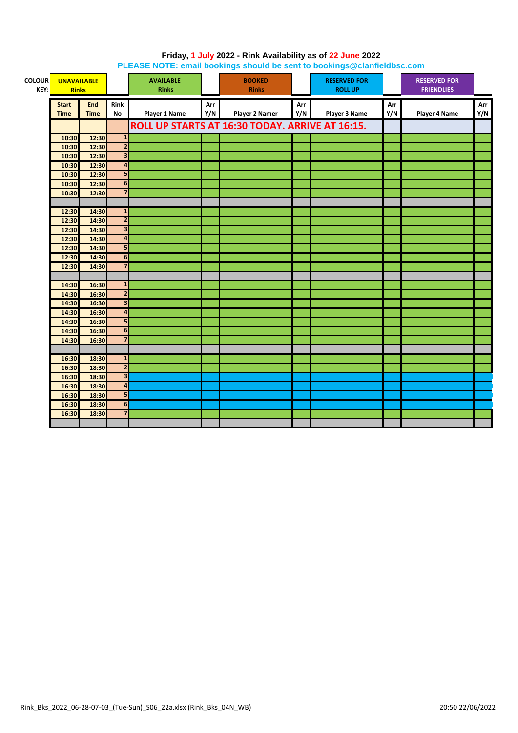**Friday, 1 July 2022 - Rink Availability as of 22 June 2022**

**PLEASE NOTE: email bookings should be sent to bookings@clanfieldbsc.com**

| COLOUR KEY: | UNAVAILABLE Rinks | AVAILABLE Rinks | BOOKED Rinks | RESERVED FOR ROLL UP | RESERVED FOR FRIENDLIES |
|---|---|---|---|---|---|

| Start Time | End Time | Rink No | Player 1 Name | Arr Y/N | Player 2 Namer | Arr Y/N | Player 3 Name | Arr Y/N | Player 4 Name | Arr Y/N |
|---|---|---|---|---|---|---|---|---|---|---|
| | | | ROLL UP STARTS AT 16:30 TODAY. ARRIVE AT 16:15. | | | | | | | |
| 10:30 | 12:30 | 1 | | | | | | | | |
| 10:30 | 12:30 | 2 | | | | | | | | |
| 10:30 | 12:30 | 3 | | | | | | | | |
| 10:30 | 12:30 | 4 | | | | | | | | |
| 10:30 | 12:30 | 5 | | | | | | | | |
| 10:30 | 12:30 | 6 | | | | | | | | |
| 10:30 | 12:30 | 7 | | | | | | | | |
| | | | | | | | | | | |
| 12:30 | 14:30 | 1 | | | | | | | | |
| 12:30 | 14:30 | 2 | | | | | | | | |
| 12:30 | 14:30 | 3 | | | | | | | | |
| 12:30 | 14:30 | 4 | | | | | | | | |
| 12:30 | 14:30 | 5 | | | | | | | | |
| 12:30 | 14:30 | 6 | | | | | | | | |
| 12:30 | 14:30 | 7 | | | | | | | | |
| | | | | | | | | | | |
| 14:30 | 16:30 | 1 | | | | | | | | |
| 14:30 | 16:30 | 2 | | | | | | | | |
| 14:30 | 16:30 | 3 | | | | | | | | |
| 14:30 | 16:30 | 4 | | | | | | | | |
| 14:30 | 16:30 | 5 | | | | | | | | |
| 14:30 | 16:30 | 6 | | | | | | | | |
| 14:30 | 16:30 | 7 | | | | | | | | |
| | | | | | | | | | | |
| 16:30 | 18:30 | 1 | | | | | | | | |
| 16:30 | 18:30 | 2 | | | | | | | | |
| 16:30 | 18:30 | 3 | | | | | | | | |
| 16:30 | 18:30 | 4 | | | | | | | | |
| 16:30 | 18:30 | 5 | | | | | | | | |
| 16:30 | 18:30 | 6 | | | | | | | | |
| 16:30 | 18:30 | 7 | | | | | | | | |
| | | | | | | | | | | |

Rink_Bks_2022_06-28-07-03_(Tue-Sun)_S06_22a.xlsx (Rink_Bks_04N_WB) 20:50 22/06/2022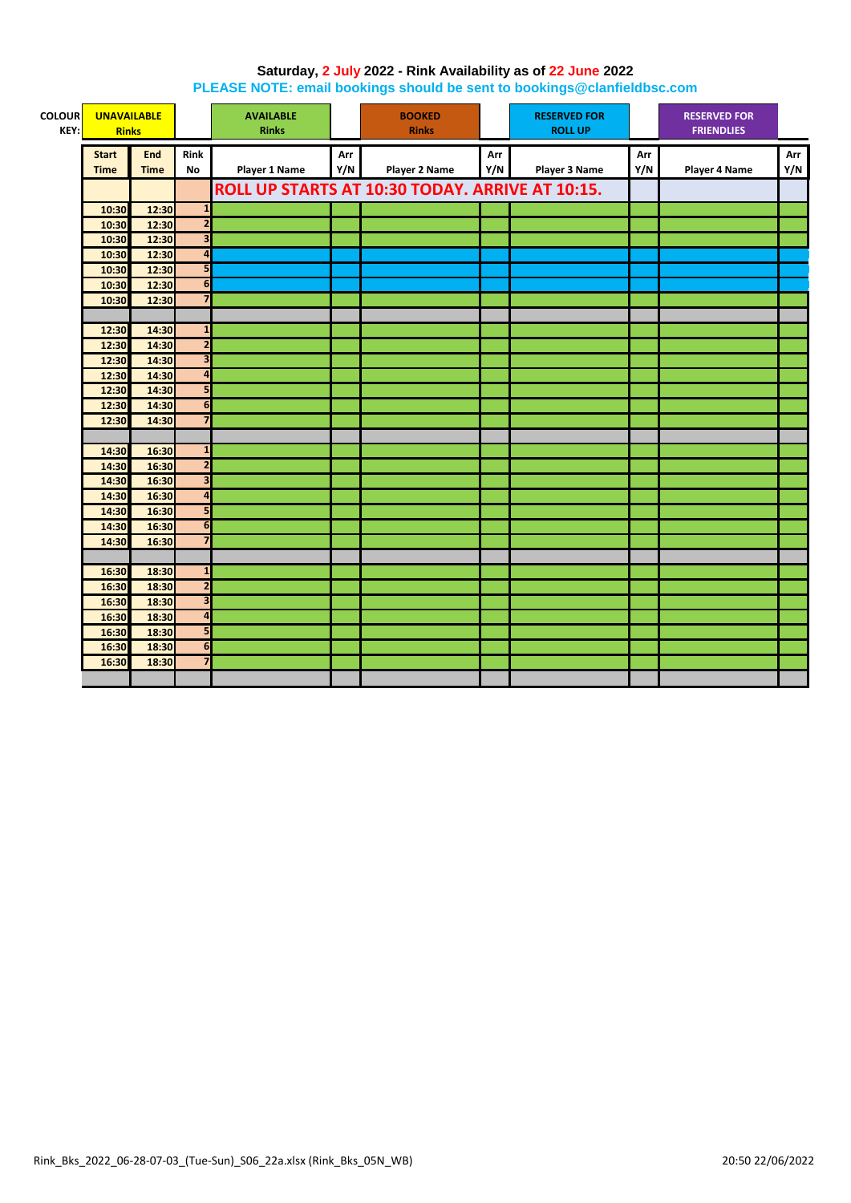**Saturday, 2 July 2022 - Rink Availability as of 22 June 2022**

**PLEASE NOTE: email bookings should be sent to bookings@clanfieldbsc.com**

| COLOUR KEY: | UNAVAILABLE Rinks | AVAILABLE Rinks | BOOKED Rinks | RESERVED FOR ROLL UP | RESERVED FOR FRIENDLIES |
|---|---|---|---|---|---|

| Start Time | End Time | Rink No | Player 1 Name | Arr Y/N | Player 2 Name | Arr Y/N | Player 3 Name | Arr Y/N | Player 4 Name | Arr Y/N |
|---|---|---|---|---|---|---|---|---|---|---|
| | | | ROLL UP STARTS AT 10:30 TODAY. ARRIVE AT 10:15. | | | | | | | |
| 10:30 | 12:30 | 1 | | | | | | | | |
| 10:30 | 12:30 | 2 | | | | | | | | |
| 10:30 | 12:30 | 3 | | | | | | | | |
| 10:30 | 12:30 | 4 | | | | | | | | |
| 10:30 | 12:30 | 5 | | | | | | | | |
| 10:30 | 12:30 | 6 | | | | | | | | |
| 10:30 | 12:30 | 7 | | | | | | | | |
| | | | | | | | | | | |
| 12:30 | 14:30 | 1 | | | | | | | | |
| 12:30 | 14:30 | 2 | | | | | | | | |
| 12:30 | 14:30 | 3 | | | | | | | | |
| 12:30 | 14:30 | 4 | | | | | | | | |
| 12:30 | 14:30 | 5 | | | | | | | | |
| 12:30 | 14:30 | 6 | | | | | | | | |
| 12:30 | 14:30 | 7 | | | | | | | | |
| | | | | | | | | | | |
| 14:30 | 16:30 | 1 | | | | | | | | |
| 14:30 | 16:30 | 2 | | | | | | | | |
| 14:30 | 16:30 | 3 | | | | | | | | |
| 14:30 | 16:30 | 4 | | | | | | | | |
| 14:30 | 16:30 | 5 | | | | | | | | |
| 14:30 | 16:30 | 6 | | | | | | | | |
| 14:30 | 16:30 | 7 | | | | | | | | |
| | | | | | | | | | | |
| 16:30 | 18:30 | 1 | | | | | | | | |
| 16:30 | 18:30 | 2 | | | | | | | | |
| 16:30 | 18:30 | 3 | | | | | | | | |
| 16:30 | 18:30 | 4 | | | | | | | | |
| 16:30 | 18:30 | 5 | | | | | | | | |
| 16:30 | 18:30 | 6 | | | | | | | | |
| 16:30 | 18:30 | 7 | | | | | | | | |
| | | | | | | | | | | |

Rink_Bks_2022_06-28-07-03_(Tue-Sun)_S06_22a.xlsx (Rink_Bks_05N_WB) 20:50 22/06/2022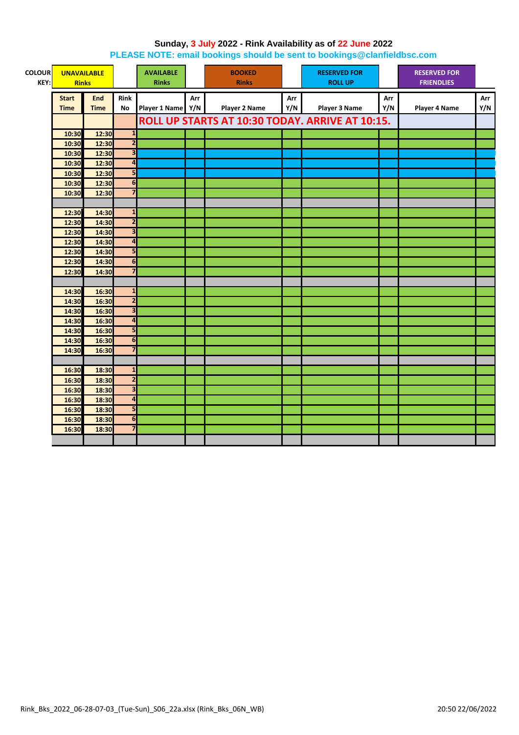**Sunday, 3 July 2022 - Rink Availability as of 22 June 2022**

**PLEASE NOTE: email bookings should be sent to bookings@clanfieldbsc.com**

**COLOUR KEY:** UNAVAILABLE Rinks | AVAILABLE Rinks | BOOKED Rinks | RESERVED FOR ROLL UP | RESERVED FOR FRIENDLIES

| Start Time | End Time | Rink No | Player 1 Name | Arr Y/N | Player 2 Name | Arr Y/N | Player 3 Name | Arr Y/N | Player 4 Name | Arr Y/N |
|---|---|---|---|---|---|---|---|---|---|---|
| | | | ROLL UP STARTS AT 10:30 TODAY. ARRIVE AT 10:15. | | | | | | | |
| 10:30 | 12:30 | 1 | | | | | | | | |
| 10:30 | 12:30 | 2 | | | | | | | | |
| 10:30 | 12:30 | 3 | | | | | | | | |
| 10:30 | 12:30 | 4 | | | | | | | | |
| 10:30 | 12:30 | 5 | | | | | | | | |
| 10:30 | 12:30 | 6 | | | | | | | | |
| 10:30 | 12:30 | 7 | | | | | | | | |
| | | | | | | | | | | |
| 12:30 | 14:30 | 1 | | | | | | | | |
| 12:30 | 14:30 | 2 | | | | | | | | |
| 12:30 | 14:30 | 3 | | | | | | | | |
| 12:30 | 14:30 | 4 | | | | | | | | |
| 12:30 | 14:30 | 5 | | | | | | | | |
| 12:30 | 14:30 | 6 | | | | | | | | |
| 12:30 | 14:30 | 7 | | | | | | | | |
| | | | | | | | | | | |
| 14:30 | 16:30 | 1 | | | | | | | | |
| 14:30 | 16:30 | 2 | | | | | | | | |
| 14:30 | 16:30 | 3 | | | | | | | | |
| 14:30 | 16:30 | 4 | | | | | | | | |
| 14:30 | 16:30 | 5 | | | | | | | | |
| 14:30 | 16:30 | 6 | | | | | | | | |
| 14:30 | 16:30 | 7 | | | | | | | | |
| | | | | | | | | | | |
| 16:30 | 18:30 | 1 | | | | | | | | |
| 16:30 | 18:30 | 2 | | | | | | | | |
| 16:30 | 18:30 | 3 | | | | | | | | |
| 16:30 | 18:30 | 4 | | | | | | | | |
| 16:30 | 18:30 | 5 | | | | | | | | |
| 16:30 | 18:30 | 6 | | | | | | | | |
| 16:30 | 18:30 | 7 | | | | | | | | |
| | | | | | | | | | | |

Rink_Bks_2022_06-28-07-03_(Tue-Sun)_S06_22a.xlsx (Rink_Bks_06N_WB) 20:50 22/06/2022